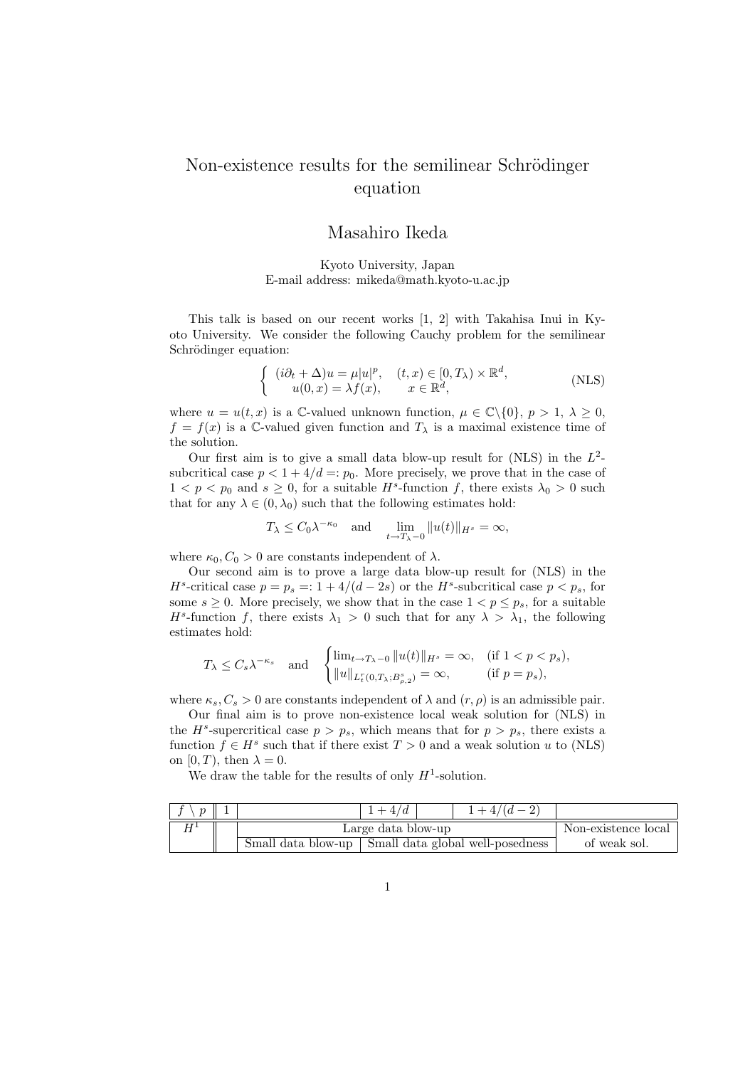# Non-existence results for the semilinear Schrödinger equation

## Masahiro Ikeda

Kyoto University, Japan
E-mail address: mikeda@math.kyoto-u.ac.jp

This talk is based on our recent works [1, 2] with Takahisa Inui in Kyoto University. We consider the following Cauchy problem for the semilinear Schrödinger equation:

$$
\begin{cases} (i\partial_t + \Delta)u = \mu|u|^p, & (t,x) \in [0, T_\lambda) \times \mathbb{R}^d, \\ u(0,x) = \lambda f(x), & x \in \mathbb{R}^d, \end{cases} \tag{NLS}
$$

where $u = u(t,x)$ is a $\mathbb{C}$-valued unknown function, $\mu \in \mathbb{C}\backslash\{0\}$, $p > 1$, $\lambda \geq 0$, $f = f(x)$ is a $\mathbb{C}$-valued given function and $T_\lambda$ is a maximal existence time of the solution.

Our first aim is to give a small data blow-up result for (NLS) in the $L^2$-subcritical case $p < 1 + 4/d =: p_0$. More precisely, we prove that in the case of $1 < p < p_0$ and $s \geq 0$, for a suitable $H^s$-function $f$, there exists $\lambda_0 > 0$ such that for any $\lambda \in (0, \lambda_0)$ such that the following estimates hold:

$$
T_\lambda \leq C_0 \lambda^{-\kappa_0} \quad \text{and} \quad \lim_{t \to T_\lambda - 0} \|u(t)\|_{H^s} = \infty,
$$

where $\kappa_0, C_0 > 0$ are constants independent of $\lambda$.

Our second aim is to prove a large data blow-up result for (NLS) in the $H^s$-critical case $p = p_s =: 1 + 4/(d-2s)$ or the $H^s$-subcritical case $p < p_s$, for some $s \geq 0$. More precisely, we show that in the case $1 < p \leq p_s$, for a suitable $H^s$-function $f$, there exists $\lambda_1 > 0$ such that for any $\lambda > \lambda_1$, the following estimates hold:

$$
T_\lambda \leq C_s \lambda^{-\kappa_s} \quad \text{and} \quad \begin{cases} \lim_{t \to T_\lambda - 0} \|u(t)\|_{H^s} = \infty, & (\text{if } 1 < p < p_s), \\ \|u\|_{L_t^r(0,T_\lambda; B^s_{\rho,2})} = \infty, & (\text{if } p = p_s), \end{cases}
$$

where $\kappa_s, C_s > 0$ are constants independent of $\lambda$ and $(r, \rho)$ is an admissible pair.

Our final aim is to prove non-existence local weak solution for (NLS) in the $H^s$-supercritical case $p > p_s$, which means that for $p > p_s$, there exists a function $f \in H^s$ such that if there exist $T > 0$ and a weak solution $u$ to (NLS) on $[0, T)$, then $\lambda = 0$.

We draw the table for the results of only $H^1$-solution.

| $f \setminus p$ | 1 | | $1 + 4/d$ | | $1 + 4/(d-2)$ | |
|---|---|---|---|---|---|---|
| $H^1$ | | Large data blow-up | | | | Non-existence local of weak sol. |
| | | Small data blow-up | Small data global well-posedness | | | |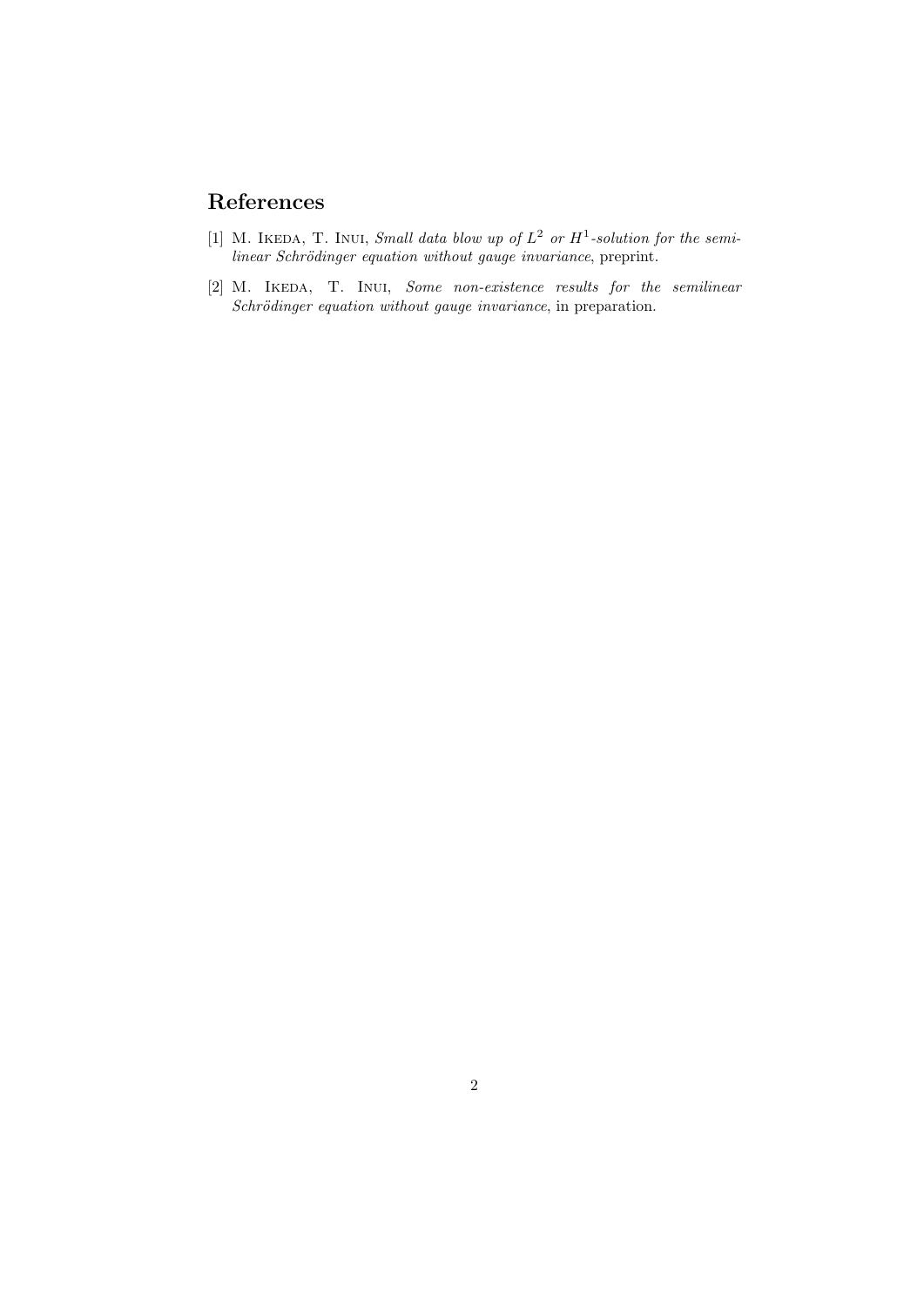## References

[1] M. Ikeda, T. Inui, *Small data blow up of $L^2$ or $H^1$-solution for the semilinear Schrödinger equation without gauge invariance*, preprint.

[2] M. Ikeda, T. Inui, *Some non-existence results for the semilinear Schrödinger equation without gauge invariance*, in preparation.